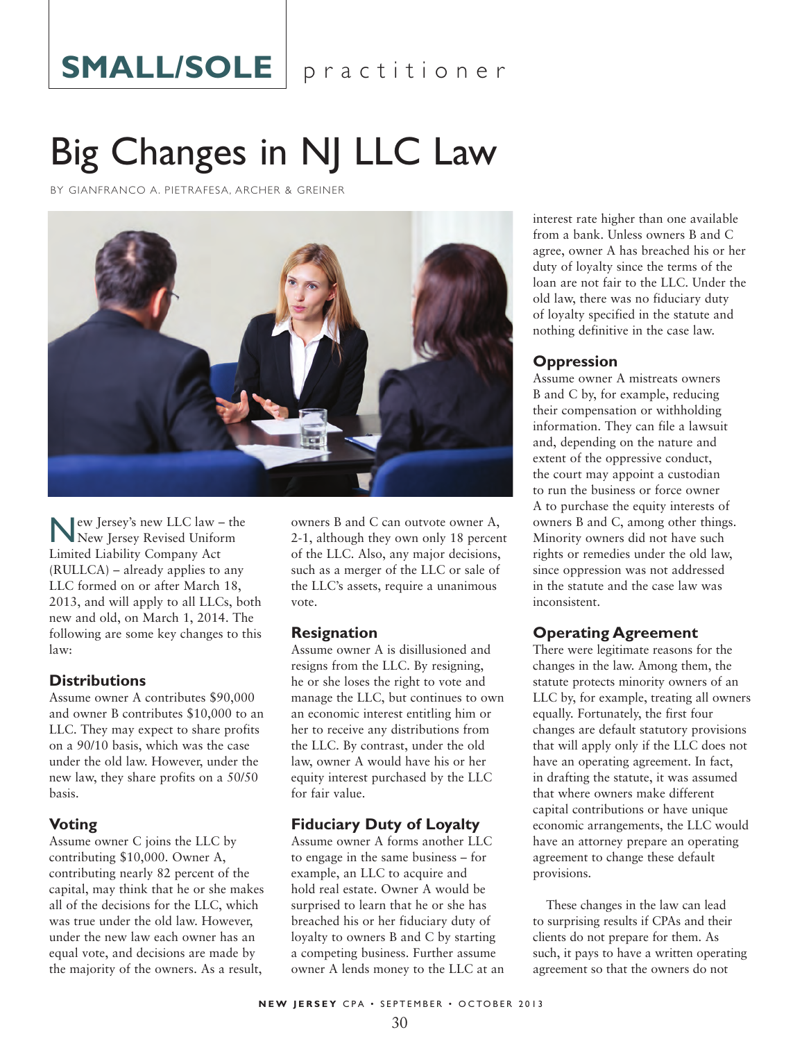SMALL/SOLE practitioner

# Big Changes in NJ LLC Law

BY GIANFRANCO A. PIETRAFESA, ARCHER & GREINER

New Jersey's new LLC law – the New Jersey Revised Uniform Limited Liability Company Act (RULLCA) – already applies to any LLC formed on or after March 18, 2013, and will apply to all LLCs, both new and old, on March 1, 2014. The following are some key changes to this law:

### Distributions

Assume owner A contributes $90,000 and owner B contributes $10,000 to an LLC. They may expect to share profits on a 90/10 basis, which was the case under the old law. However, under the new law, they share profits on a 50/50 basis.

### Voting

Assume owner C joins the LLC by contributing $10,000. Owner A, contributing nearly 82 percent of the capital, may think that he or she makes all of the decisions for the LLC, which was true under the old law. However, under the new law each owner has an equal vote, and decisions are made by the majority of the owners. As a result, owners B and C can outvote owner A, 2-1, although they own only 18 percent of the LLC. Also, any major decisions, such as a merger of the LLC or sale of the LLC's assets, require a unanimous vote.

### Resignation

Assume owner A is disillusioned and resigns from the LLC. By resigning, he or she loses the right to vote and manage the LLC, but continues to own an economic interest entitling him or her to receive any distributions from the LLC. By contrast, under the old law, owner A would have his or her equity interest purchased by the LLC for fair value.

### Fiduciary Duty of Loyalty

Assume owner A forms another LLC to engage in the same business – for example, an LLC to acquire and hold real estate. Owner A would be surprised to learn that he or she has breached his or her fiduciary duty of loyalty to owners B and C by starting a competing business. Further assume owner A lends money to the LLC at an interest rate higher than one available from a bank. Unless owners B and C agree, owner A has breached his or her duty of loyalty since the terms of the loan are not fair to the LLC. Under the old law, there was no fiduciary duty of loyalty specified in the statute and nothing definitive in the case law.

### Oppression

Assume owner A mistreats owners B and C by, for example, reducing their compensation or withholding information. They can file a lawsuit and, depending on the nature and extent of the oppressive conduct, the court may appoint a custodian to run the business or force owner A to purchase the equity interests of owners B and C, among other things. Minority owners did not have such rights or remedies under the old law, since oppression was not addressed in the statute and the case law was inconsistent.

### Operating Agreement

There were legitimate reasons for the changes in the law. Among them, the statute protects minority owners of an LLC by, for example, treating all owners equally. Fortunately, the first four changes are default statutory provisions that will apply only if the LLC does not have an operating agreement. In fact, in drafting the statute, it was assumed that where owners make different capital contributions or have unique economic arrangements, the LLC would have an attorney prepare an operating agreement to change these default provisions.

These changes in the law can lead to surprising results if CPAs and their clients do not prepare for them. As such, it pays to have a written operating agreement so that the owners do not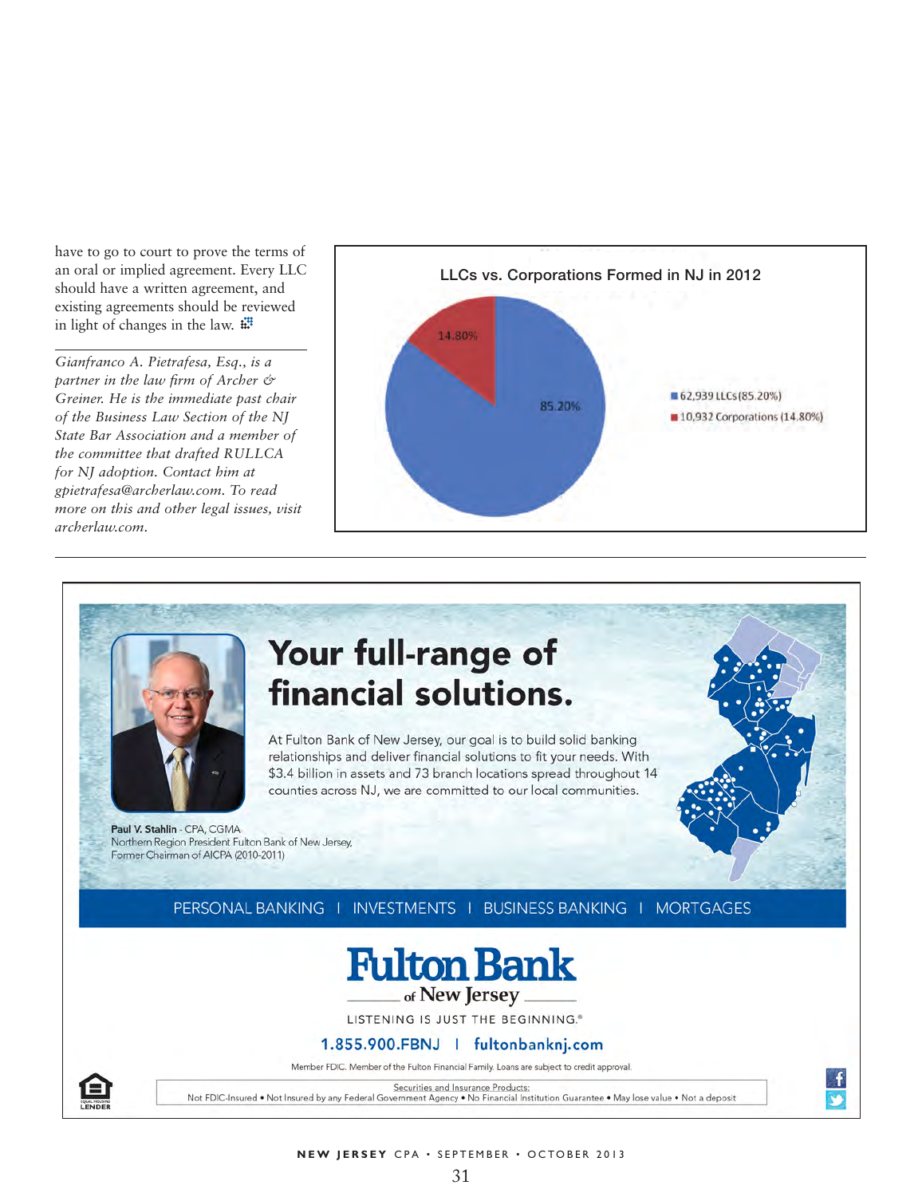have to go to court to prove the terms of an oral or implied agreement. Every LLC should have a written agreement, and existing agreements should be reviewed in light of changes in the law.

*Gianfranco A. Pietrafesa, Esq., is a partner in the law firm of Archer & Greiner. He is the immediate past chair of the Business Law Section of the NJ State Bar Association and a member of the committee that drafted RULLCA for NJ adoption. Contact him at gpietrafesa@archerlaw.com. To read more on this and other legal issues, visit archerlaw.com.*

LLCs vs. Corporations Formed in NJ in 2012

14.80%

85.20%

62,939 LLCs (85.20%)

10,932 Corporations (14.80%)

# Your full-range of financial solutions.

At Fulton Bank of New Jersey, our goal is to build solid banking relationships and deliver financial solutions to fit your needs. With $3.4 billion in assets and 73 branch locations spread throughout 14 counties across NJ, we are committed to our local communities.

**Paul V. Stahlin** - CPA, CGMA
Northern Region President Fulton Bank of New Jersey,
Former Chairman of AICPA (2010-2011)

PERSONAL BANKING | INVESTMENTS | BUSINESS BANKING | MORTGAGES

**Fulton Bank of New Jersey**

LISTENING IS JUST THE BEGINNING.®

1.855.900.FBNJ | fultonbanknj.com

Member FDIC. Member of the Fulton Financial Family. Loans are subject to credit approval.

Securities and Insurance Products:
Not FDIC-Insured • Not Insured by any Federal Government Agency • No Financial Institution Guarantee • May lose value • Not a deposit

EQUAL HOUSING LENDER